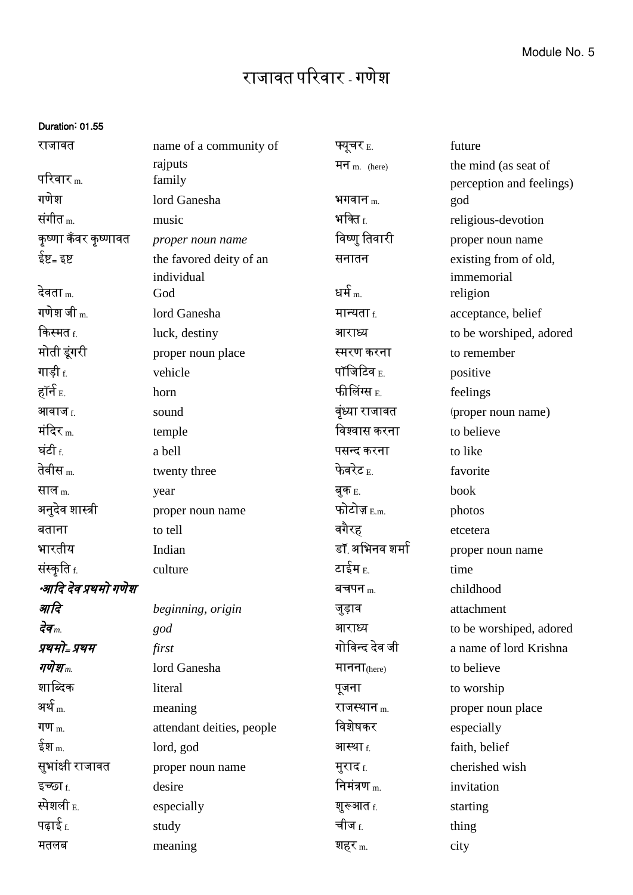Module No. 5

# राजावत परिवार - गणेश

**Duration: 01.55**

| | | | |
|---|---|---|---|
| राजावत | name of a community of rajputs | फ्यूचर E. | future |
| परिवार m. | family | मन m. (here) | the mind (as seat of perception and feelings) |
| गणेश | lord Ganesha | भगवान m. | god |
| संगीत m. | music | भक्ति f. | religious-devotion |
| कृष्णा कँवर कृष्णावत | *proper noun name* | विष्णु तिवारी | proper noun name |
| ईष्ट= इष्ट | the favored deity of an individual | सनातन | existing from of old, immemorial |
| देवता m. | God | धर्म m. | religion |
| गणेश जी m. | lord Ganesha | मान्यता f. | acceptance, belief |
| किस्मत f. | luck, destiny | आराध्य | to be worshiped, adored |
| मोती डूंगरी | proper noun place | स्मरण करना | to remember |
| गाड़ी f. | vehicle | पॉजिटिव E. | positive |
| हॉर्न E. | horn | फीलिंग्स E. | feelings |
| आवाज f. | sound | वृंध्या राजावत | (proper noun name) |
| मंदिर m. | temple | विश्वास करना | to believe |
| घंटी f. | a bell | पसन्द करना | to like |
| तेवीस m. | twenty three | फेवरेट E. | favorite |
| साल m. | year | बुक E. | book |
| अनुदेव शास्त्री | proper noun name | फोटोज़ E.m. | photos |
| बताना | to tell | वगैरह | etcetera |
| भारतीय | Indian | डॉ. अभिनव शर्मा | proper noun name |
| संस्कृति f. | culture | टाईम E. | time |
| ***आदि देव प्रथमो गणेश*** | | बचपन m. | childhood |
| ***आदि*** | *beginning, origin* | जुड़ाव | attachment |
| ***देव** m.* | *god* | आराध्य | to be worshiped, adored |
| ***प्रथमो= प्रथम*** | *first* | गोविन्द देव जी | a name of lord Krishna |
| ***गणेश** m.* | lord Ganesha | मानना(here) | to believe |
| शाब्दिक | literal | पूजना | to worship |
| अर्थ m. | meaning | राजस्थान m. | proper noun place |
| गण m. | attendant deities, people | विशेषकर | especially |
| ईश m. | lord, god | आस्था f. | faith, belief |
| सुभांक्षी राजावत | proper noun name | मुराद f. | cherished wish |
| इच्छा f. | desire | निमंत्रण m. | invitation |
| स्पेशली E. | especially | शुरूआत f. | starting |
| पढ़ाई f. | study | चीज f. | thing |
| मतलब | meaning | शहर m. | city |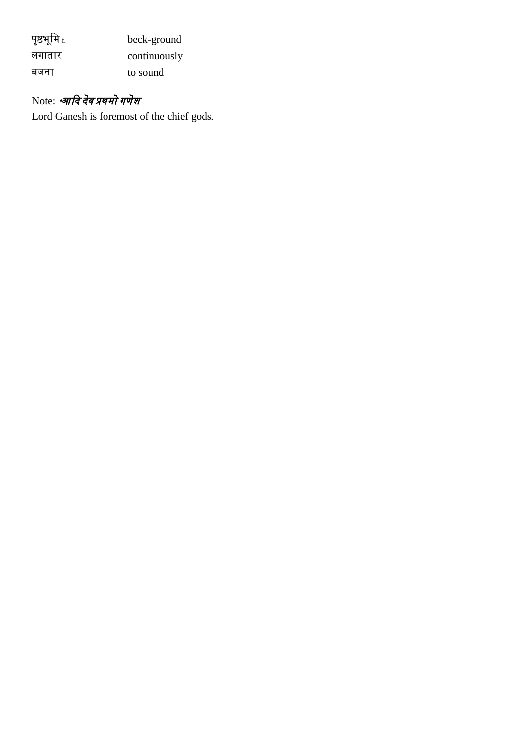| | |
|---|---|
| पृष्ठभूमि f. | beck-ground |
| लगातार | continuously |
| बजना | to sound |

Note: *•आदि देव प्रथमो गणेश*
Lord Ganesh is foremost of the chief gods.